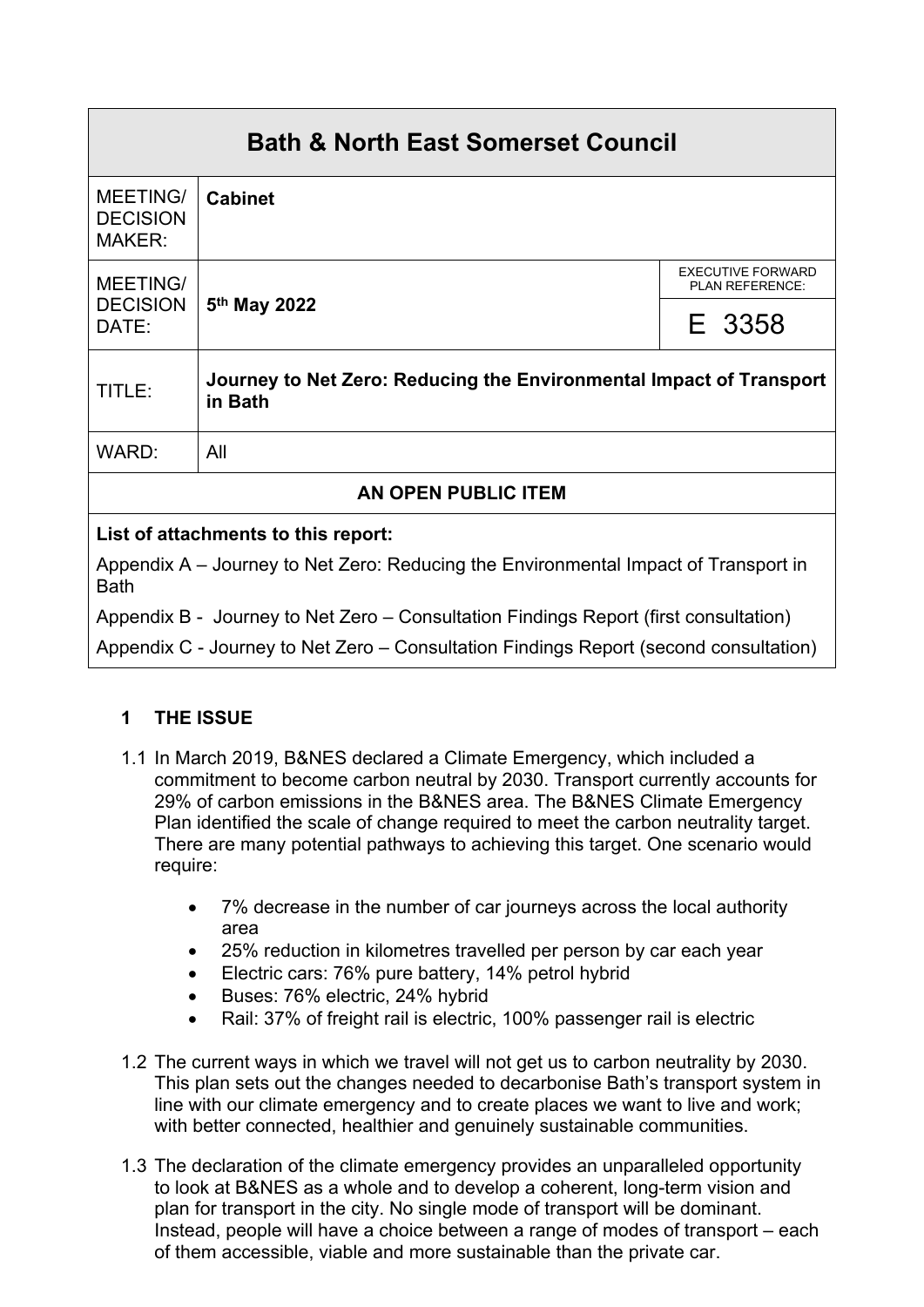# Bath & North East Somerset Council

| | | | |
|---|---|---|---|
| MEETING/ DECISION MAKER: | **Cabinet** | | |
| MEETING/ DECISION DATE: | **5th May 2022** | EXECUTIVE FORWARD PLAN REFERENCE: | E 3358 |
| TITLE: | **Journey to Net Zero: Reducing the Environmental Impact of Transport in Bath** | | |
| WARD: | All | | |

**AN OPEN PUBLIC ITEM**

**List of attachments to this report:**

Appendix A – Journey to Net Zero: Reducing the Environmental Impact of Transport in Bath

Appendix B - Journey to Net Zero – Consultation Findings Report (first consultation)

Appendix C - Journey to Net Zero – Consultation Findings Report (second consultation)

## 1 THE ISSUE

1.1 In March 2019, B&NES declared a Climate Emergency, which included a commitment to become carbon neutral by 2030. Transport currently accounts for 29% of carbon emissions in the B&NES area. The B&NES Climate Emergency Plan identified the scale of change required to meet the carbon neutrality target. There are many potential pathways to achieving this target. One scenario would require:

- 7% decrease in the number of car journeys across the local authority area
- 25% reduction in kilometres travelled per person by car each year
- Electric cars: 76% pure battery, 14% petrol hybrid
- Buses: 76% electric, 24% hybrid
- Rail: 37% of freight rail is electric, 100% passenger rail is electric

1.2 The current ways in which we travel will not get us to carbon neutrality by 2030. This plan sets out the changes needed to decarbonise Bath's transport system in line with our climate emergency and to create places we want to live and work; with better connected, healthier and genuinely sustainable communities.

1.3 The declaration of the climate emergency provides an unparalleled opportunity to look at B&NES as a whole and to develop a coherent, long-term vision and plan for transport in the city. No single mode of transport will be dominant. Instead, people will have a choice between a range of modes of transport – each of them accessible, viable and more sustainable than the private car.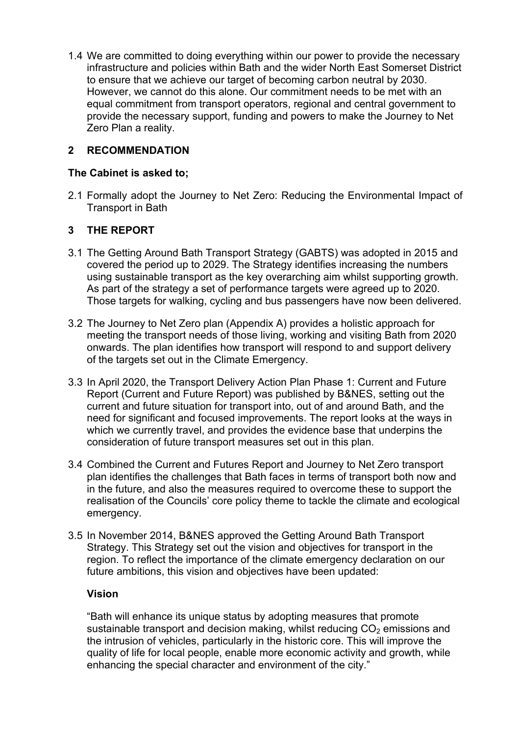1.4 We are committed to doing everything within our power to provide the necessary infrastructure and policies within Bath and the wider North East Somerset District to ensure that we achieve our target of becoming carbon neutral by 2030. However, we cannot do this alone. Our commitment needs to be met with an equal commitment from transport operators, regional and central government to provide the necessary support, funding and powers to make the Journey to Net Zero Plan a reality.

## 2 RECOMMENDATION

**The Cabinet is asked to;**

2.1 Formally adopt the Journey to Net Zero: Reducing the Environmental Impact of Transport in Bath

## 3 THE REPORT

3.1 The Getting Around Bath Transport Strategy (GABTS) was adopted in 2015 and covered the period up to 2029. The Strategy identifies increasing the numbers using sustainable transport as the key overarching aim whilst supporting growth. As part of the strategy a set of performance targets were agreed up to 2020. Those targets for walking, cycling and bus passengers have now been delivered.

3.2 The Journey to Net Zero plan (Appendix A) provides a holistic approach for meeting the transport needs of those living, working and visiting Bath from 2020 onwards. The plan identifies how transport will respond to and support delivery of the targets set out in the Climate Emergency.

3.3 In April 2020, the Transport Delivery Action Plan Phase 1: Current and Future Report (Current and Future Report) was published by B&NES, setting out the current and future situation for transport into, out of and around Bath, and the need for significant and focused improvements. The report looks at the ways in which we currently travel, and provides the evidence base that underpins the consideration of future transport measures set out in this plan.

3.4 Combined the Current and Futures Report and Journey to Net Zero transport plan identifies the challenges that Bath faces in terms of transport both now and in the future, and also the measures required to overcome these to support the realisation of the Councils' core policy theme to tackle the climate and ecological emergency.

3.5 In November 2014, B&NES approved the Getting Around Bath Transport Strategy. This Strategy set out the vision and objectives for transport in the region. To reflect the importance of the climate emergency declaration on our future ambitions, this vision and objectives have been updated:

**Vision**

"Bath will enhance its unique status by adopting measures that promote sustainable transport and decision making, whilst reducing $CO_2$ emissions and the intrusion of vehicles, particularly in the historic core. This will improve the quality of life for local people, enable more economic activity and growth, while enhancing the special character and environment of the city."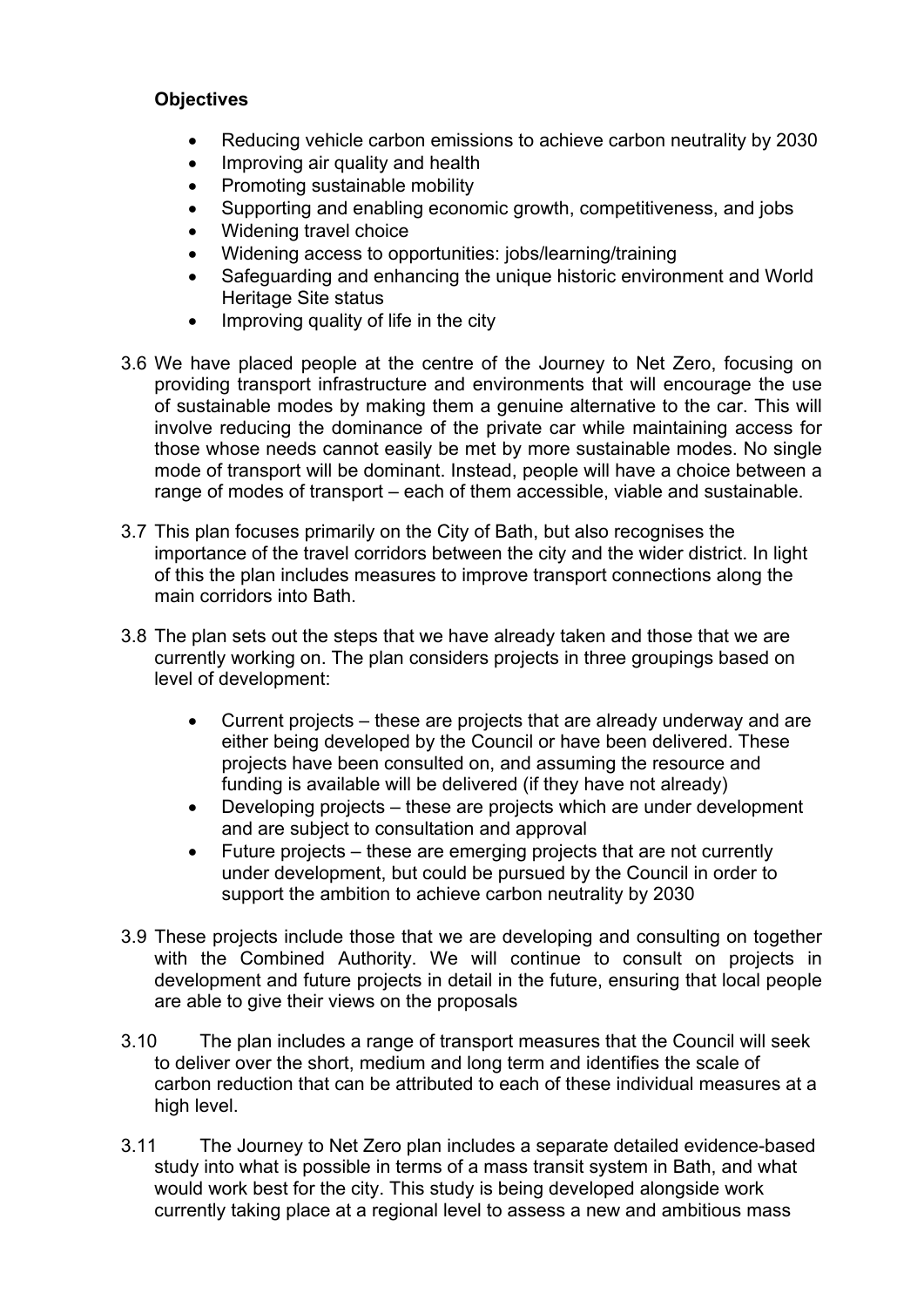**Objectives**

- Reducing vehicle carbon emissions to achieve carbon neutrality by 2030
- Improving air quality and health
- Promoting sustainable mobility
- Supporting and enabling economic growth, competitiveness, and jobs
- Widening travel choice
- Widening access to opportunities: jobs/learning/training
- Safeguarding and enhancing the unique historic environment and World Heritage Site status
- Improving quality of life in the city

3.6 We have placed people at the centre of the Journey to Net Zero, focusing on providing transport infrastructure and environments that will encourage the use of sustainable modes by making them a genuine alternative to the car. This will involve reducing the dominance of the private car while maintaining access for those whose needs cannot easily be met by more sustainable modes. No single mode of transport will be dominant. Instead, people will have a choice between a range of modes of transport – each of them accessible, viable and sustainable.

3.7 This plan focuses primarily on the City of Bath, but also recognises the importance of the travel corridors between the city and the wider district. In light of this the plan includes measures to improve transport connections along the main corridors into Bath.

3.8 The plan sets out the steps that we have already taken and those that we are currently working on. The plan considers projects in three groupings based on level of development:

- Current projects – these are projects that are already underway and are either being developed by the Council or have been delivered. These projects have been consulted on, and assuming the resource and funding is available will be delivered (if they have not already)
- Developing projects – these are projects which are under development and are subject to consultation and approval
- Future projects – these are emerging projects that are not currently under development, but could be pursued by the Council in order to support the ambition to achieve carbon neutrality by 2030

3.9 These projects include those that we are developing and consulting on together with the Combined Authority. We will continue to consult on projects in development and future projects in detail in the future, ensuring that local people are able to give their views on the proposals

3.10 The plan includes a range of transport measures that the Council will seek to deliver over the short, medium and long term and identifies the scale of carbon reduction that can be attributed to each of these individual measures at a high level.

3.11 The Journey to Net Zero plan includes a separate detailed evidence-based study into what is possible in terms of a mass transit system in Bath, and what would work best for the city. This study is being developed alongside work currently taking place at a regional level to assess a new and ambitious mass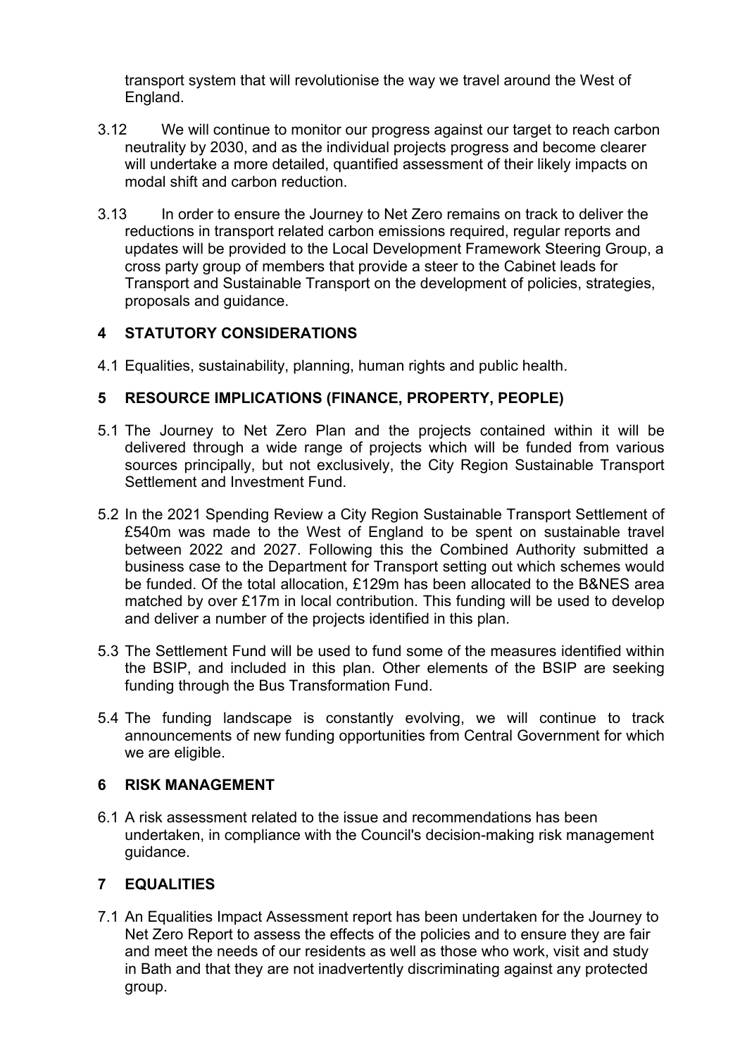transport system that will revolutionise the way we travel around the West of England.

3.12 We will continue to monitor our progress against our target to reach carbon neutrality by 2030, and as the individual projects progress and become clearer will undertake a more detailed, quantified assessment of their likely impacts on modal shift and carbon reduction.

3.13 In order to ensure the Journey to Net Zero remains on track to deliver the reductions in transport related carbon emissions required, regular reports and updates will be provided to the Local Development Framework Steering Group, a cross party group of members that provide a steer to the Cabinet leads for Transport and Sustainable Transport on the development of policies, strategies, proposals and guidance.

## 4 STATUTORY CONSIDERATIONS

4.1 Equalities, sustainability, planning, human rights and public health.

## 5 RESOURCE IMPLICATIONS (FINANCE, PROPERTY, PEOPLE)

5.1 The Journey to Net Zero Plan and the projects contained within it will be delivered through a wide range of projects which will be funded from various sources principally, but not exclusively, the City Region Sustainable Transport Settlement and Investment Fund.

5.2 In the 2021 Spending Review a City Region Sustainable Transport Settlement of £540m was made to the West of England to be spent on sustainable travel between 2022 and 2027. Following this the Combined Authority submitted a business case to the Department for Transport setting out which schemes would be funded. Of the total allocation, £129m has been allocated to the B&NES area matched by over £17m in local contribution. This funding will be used to develop and deliver a number of the projects identified in this plan.

5.3 The Settlement Fund will be used to fund some of the measures identified within the BSIP, and included in this plan. Other elements of the BSIP are seeking funding through the Bus Transformation Fund.

5.4 The funding landscape is constantly evolving, we will continue to track announcements of new funding opportunities from Central Government for which we are eligible.

## 6 RISK MANAGEMENT

6.1 A risk assessment related to the issue and recommendations has been undertaken, in compliance with the Council's decision-making risk management guidance.

## 7 EQUALITIES

7.1 An Equalities Impact Assessment report has been undertaken for the Journey to Net Zero Report to assess the effects of the policies and to ensure they are fair and meet the needs of our residents as well as those who work, visit and study in Bath and that they are not inadvertently discriminating against any protected group.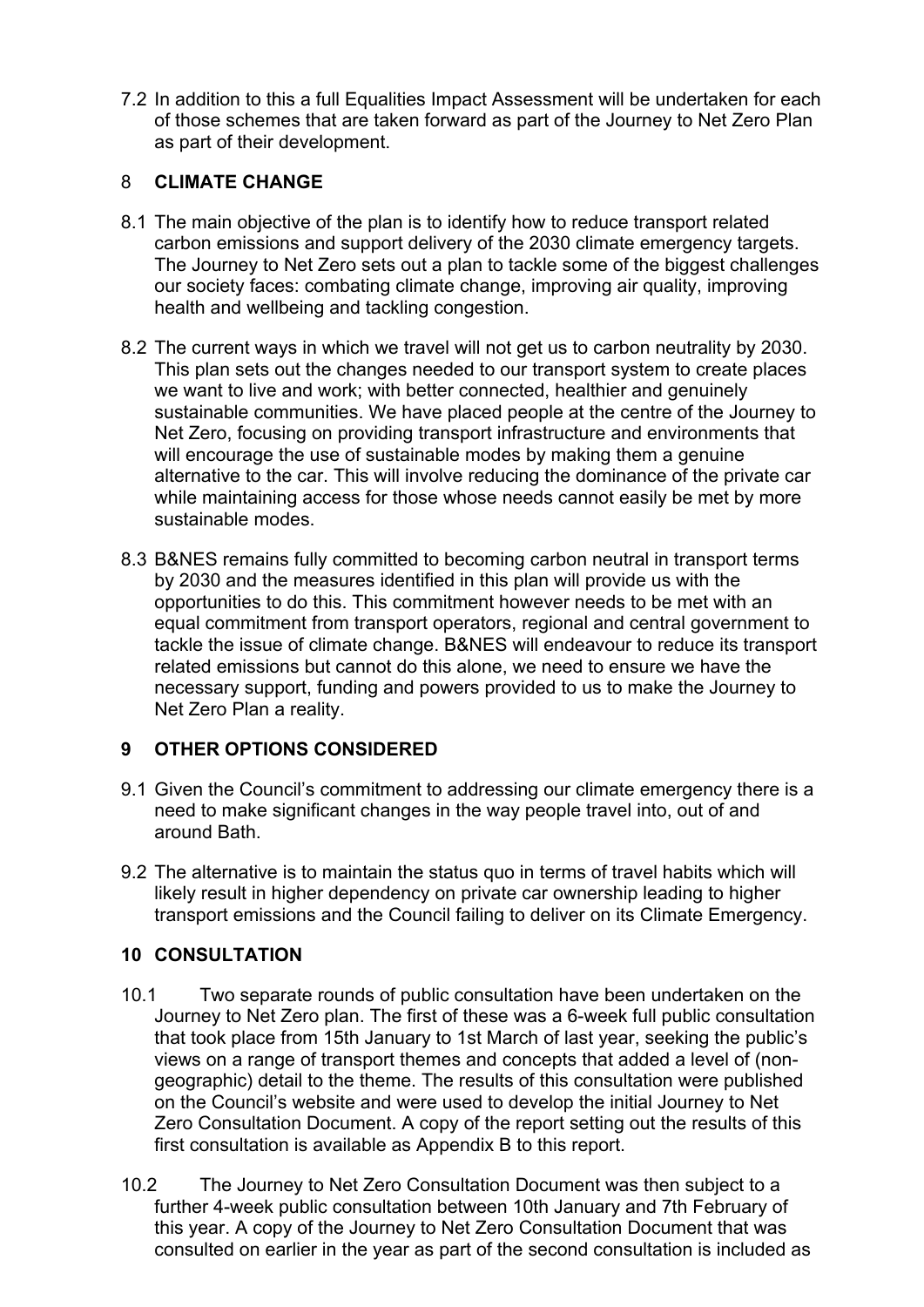7.2 In addition to this a full Equalities Impact Assessment will be undertaken for each of those schemes that are taken forward as part of the Journey to Net Zero Plan as part of their development.

## 8 CLIMATE CHANGE

8.1 The main objective of the plan is to identify how to reduce transport related carbon emissions and support delivery of the 2030 climate emergency targets. The Journey to Net Zero sets out a plan to tackle some of the biggest challenges our society faces: combating climate change, improving air quality, improving health and wellbeing and tackling congestion.

8.2 The current ways in which we travel will not get us to carbon neutrality by 2030. This plan sets out the changes needed to our transport system to create places we want to live and work; with better connected, healthier and genuinely sustainable communities. We have placed people at the centre of the Journey to Net Zero, focusing on providing transport infrastructure and environments that will encourage the use of sustainable modes by making them a genuine alternative to the car. This will involve reducing the dominance of the private car while maintaining access for those whose needs cannot easily be met by more sustainable modes.

8.3 B&NES remains fully committed to becoming carbon neutral in transport terms by 2030 and the measures identified in this plan will provide us with the opportunities to do this. This commitment however needs to be met with an equal commitment from transport operators, regional and central government to tackle the issue of climate change. B&NES will endeavour to reduce its transport related emissions but cannot do this alone, we need to ensure we have the necessary support, funding and powers provided to us to make the Journey to Net Zero Plan a reality.

## 9 OTHER OPTIONS CONSIDERED

9.1 Given the Council's commitment to addressing our climate emergency there is a need to make significant changes in the way people travel into, out of and around Bath.

9.2 The alternative is to maintain the status quo in terms of travel habits which will likely result in higher dependency on private car ownership leading to higher transport emissions and the Council failing to deliver on its Climate Emergency.

## 10 CONSULTATION

10.1 Two separate rounds of public consultation have been undertaken on the Journey to Net Zero plan. The first of these was a 6-week full public consultation that took place from 15th January to 1st March of last year, seeking the public's views on a range of transport themes and concepts that added a level of (non-geographic) detail to the theme. The results of this consultation were published on the Council's website and were used to develop the initial Journey to Net Zero Consultation Document. A copy of the report setting out the results of this first consultation is available as Appendix B to this report.

10.2 The Journey to Net Zero Consultation Document was then subject to a further 4-week public consultation between 10th January and 7th February of this year. A copy of the Journey to Net Zero Consultation Document that was consulted on earlier in the year as part of the second consultation is included as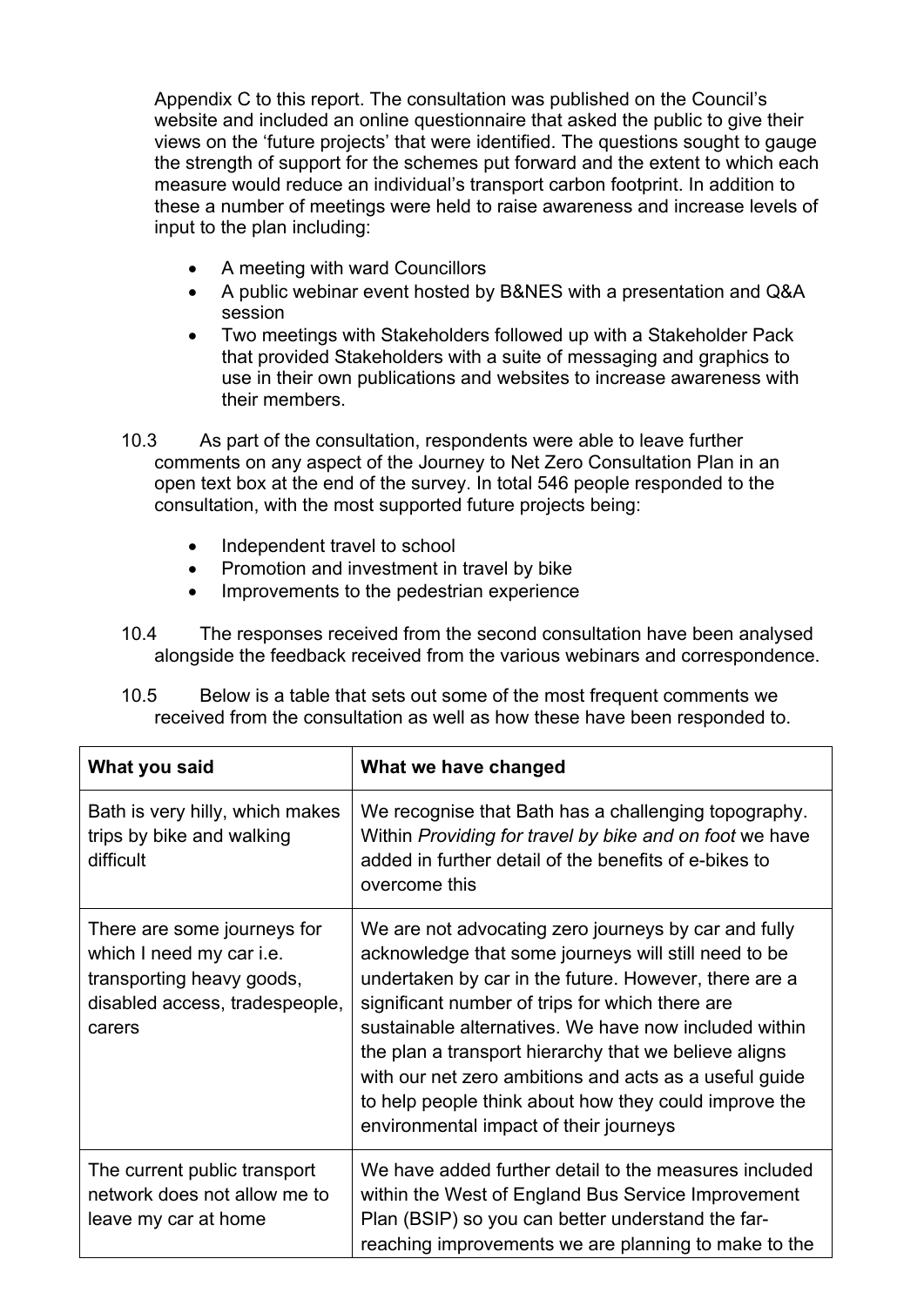Appendix C to this report. The consultation was published on the Council's website and included an online questionnaire that asked the public to give their views on the 'future projects' that were identified. The questions sought to gauge the strength of support for the schemes put forward and the extent to which each measure would reduce an individual's transport carbon footprint. In addition to these a number of meetings were held to raise awareness and increase levels of input to the plan including:

- A meeting with ward Councillors
- A public webinar event hosted by B&NES with a presentation and Q&A session
- Two meetings with Stakeholders followed up with a Stakeholder Pack that provided Stakeholders with a suite of messaging and graphics to use in their own publications and websites to increase awareness with their members.

10.3 As part of the consultation, respondents were able to leave further comments on any aspect of the Journey to Net Zero Consultation Plan in an open text box at the end of the survey. In total 546 people responded to the consultation, with the most supported future projects being:

- Independent travel to school
- Promotion and investment in travel by bike
- Improvements to the pedestrian experience

10.4 The responses received from the second consultation have been analysed alongside the feedback received from the various webinars and correspondence.

10.5 Below is a table that sets out some of the most frequent comments we received from the consultation as well as how these have been responded to.

| What you said | What we have changed |
| --- | --- |
| Bath is very hilly, which makes trips by bike and walking difficult | We recognise that Bath has a challenging topography. Within *Providing for travel by bike and on foot* we have added in further detail of the benefits of e-bikes to overcome this |
| There are some journeys for which I need my car i.e. transporting heavy goods, disabled access, tradespeople, carers | We are not advocating zero journeys by car and fully acknowledge that some journeys will still need to be undertaken by car in the future. However, there are a significant number of trips for which there are sustainable alternatives. We have now included within the plan a transport hierarchy that we believe aligns with our net zero ambitions and acts as a useful guide to help people think about how they could improve the environmental impact of their journeys |
| The current public transport network does not allow me to leave my car at home | We have added further detail to the measures included within the West of England Bus Service Improvement Plan (BSIP) so you can better understand the far-reaching improvements we are planning to make to the |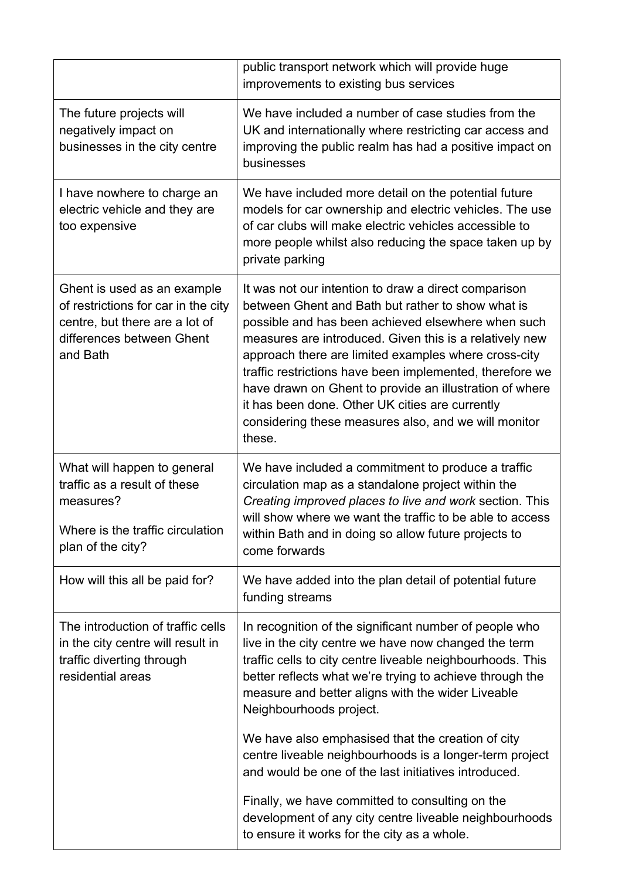| | |
|---|---|
| | public transport network which will provide huge improvements to existing bus services |
| The future projects will negatively impact on businesses in the city centre | We have included a number of case studies from the UK and internationally where restricting car access and improving the public realm has had a positive impact on businesses |
| I have nowhere to charge an electric vehicle and they are too expensive | We have included more detail on the potential future models for car ownership and electric vehicles. The use of car clubs will make electric vehicles accessible to more people whilst also reducing the space taken up by private parking |
| Ghent is used as an example of restrictions for car in the city centre, but there are a lot of differences between Ghent and Bath | It was not our intention to draw a direct comparison between Ghent and Bath but rather to show what is possible and has been achieved elsewhere when such measures are introduced. Given this is a relatively new approach there are limited examples where cross-city traffic restrictions have been implemented, therefore we have drawn on Ghent to provide an illustration of where it has been done. Other UK cities are currently considering these measures also, and we will monitor these. |
| What will happen to general traffic as a result of these measures?<br><br>Where is the traffic circulation plan of the city? | We have included a commitment to produce a traffic circulation map as a standalone project within the *Creating improved places to live and work* section. This will show where we want the traffic to be able to access within Bath and in doing so allow future projects to come forwards |
| How will this all be paid for? | We have added into the plan detail of potential future funding streams |
| The introduction of traffic cells in the city centre will result in traffic diverting through residential areas | In recognition of the significant number of people who live in the city centre we have now changed the term traffic cells to city centre liveable neighbourhoods. This better reflects what we're trying to achieve through the measure and better aligns with the wider Liveable Neighbourhoods project.<br><br>We have also emphasised that the creation of city centre liveable neighbourhoods is a longer-term project and would be one of the last initiatives introduced.<br><br>Finally, we have committed to consulting on the development of any city centre liveable neighbourhoods to ensure it works for the city as a whole. |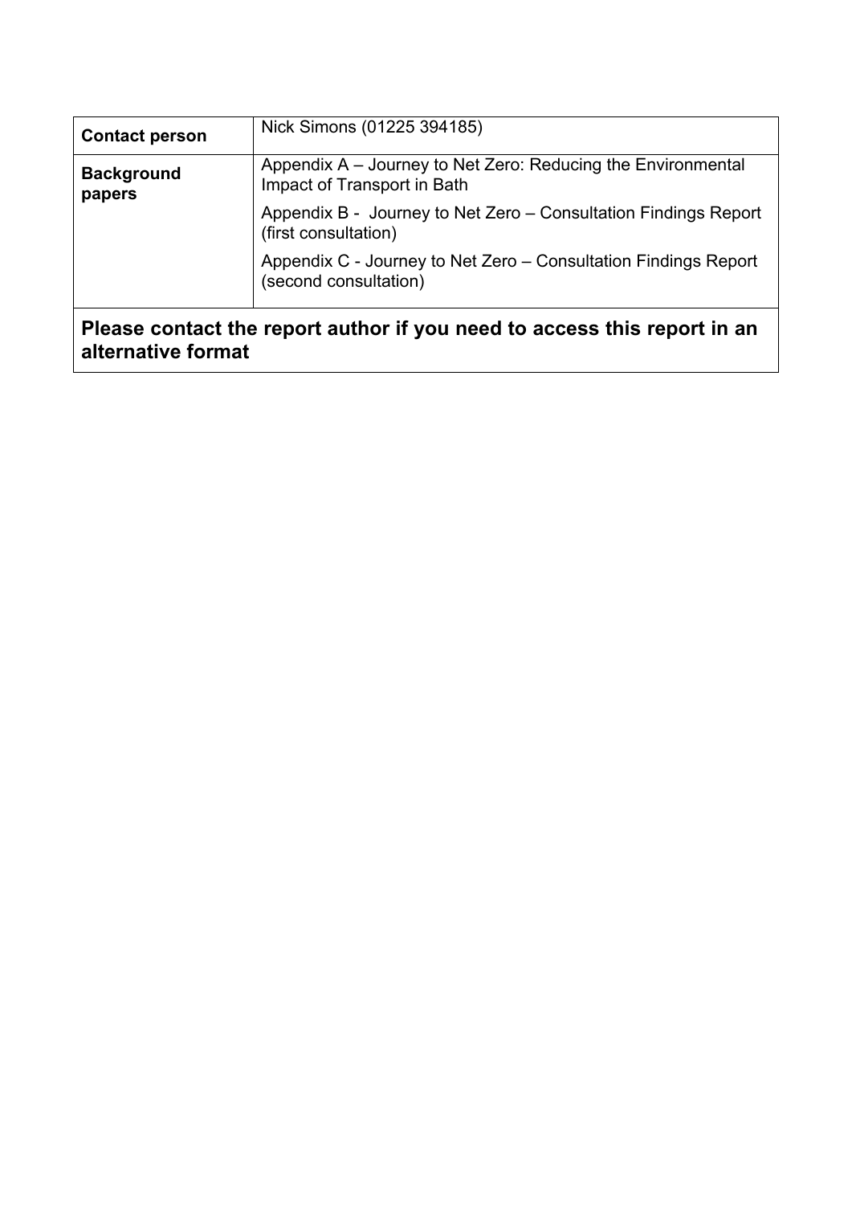| | |
|---|---|
| **Contact person** | Nick Simons (01225 394185) |
| **Background papers** | Appendix A – Journey to Net Zero: Reducing the Environmental Impact of Transport in Bath<br><br>Appendix B - Journey to Net Zero – Consultation Findings Report (first consultation)<br><br>Appendix C - Journey to Net Zero – Consultation Findings Report (second consultation) |

**Please contact the report author if you need to access this report in an alternative format**